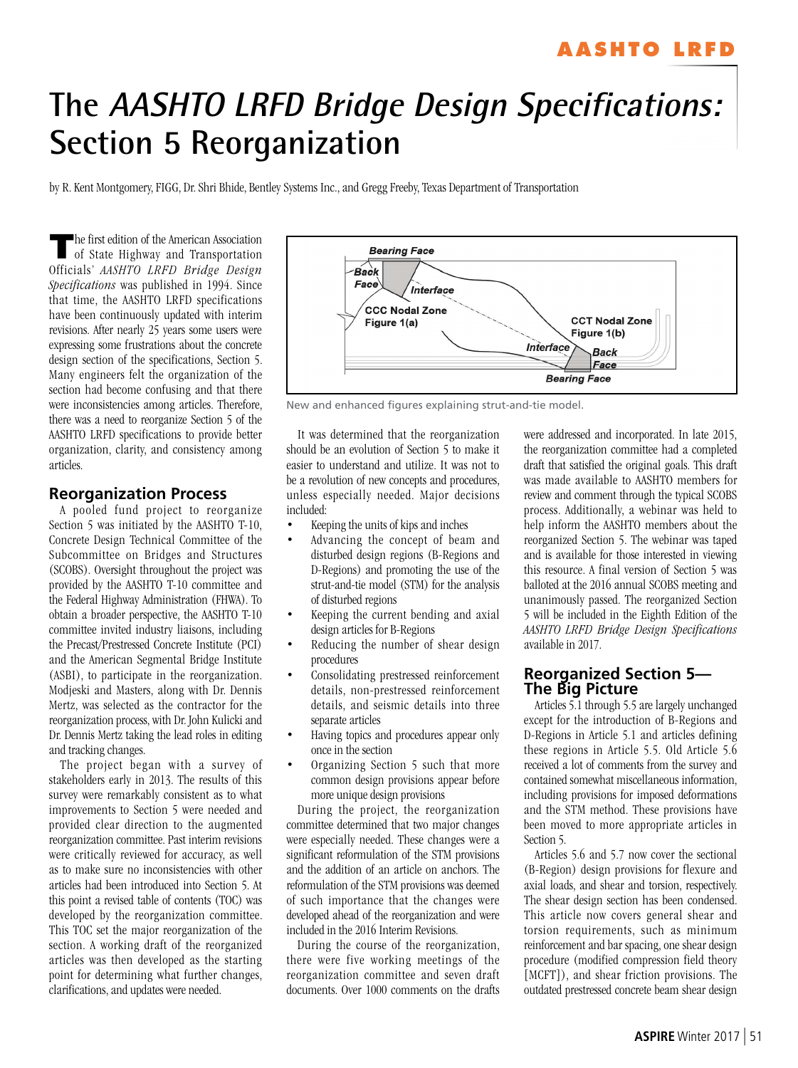# The *AASHTO LRFD Bridge Design Specifications*: Section 5 Reorganization

by R. Kent Montgomery, FIGG, Dr. Shri Bhide, Bentley Systems Inc., and Gregg Freeby, Texas Department of Transportation

The first edition of the American Association of State Highway and Transportation Officials' *AASHTO LRFD Bridge Design Specifications* was published in 1994. Since that time, the AASHTO LRFD specifications have been continuously updated with interim revisions. After nearly 25 years some users were expressing some frustrations about the concrete design section of the specifications, Section 5. Many engineers felt the organization of the section had become confusing and that there were inconsistencies among articles. Therefore, there was a need to reorganize Section 5 of the AASHTO LRFD specifications to provide better organization, clarity, and consistency among articles.

## Reorganization Process

A pooled fund project to reorganize Section 5 was initiated by the AASHTO T-10, Concrete Design Technical Committee of the Subcommittee on Bridges and Structures (SCOBS). Oversight throughout the project was provided by the AASHTO T-10 committee and the Federal Highway Administration (FHWA). To obtain a broader perspective, the AASHTO T-10 committee invited industry liaisons, including the Precast/Prestressed Concrete Institute (PCI) and the American Segmental Bridge Institute (ASBI), to participate in the reorganization. Modjeski and Masters, along with Dr. Dennis Mertz, was selected as the contractor for the reorganization process, with Dr. John Kulicki and Dr. Dennis Mertz taking the lead roles in editing and tracking changes.

The project began with a survey of stakeholders early in 2013. The results of this survey were remarkably consistent as to what improvements to Section 5 were needed and provided clear direction to the augmented reorganization committee. Past interim revisions were critically reviewed for accuracy, as well as to make sure no inconsistencies with other articles had been introduced into Section 5. At this point a revised table of contents (TOC) was developed by the reorganization committee. This TOC set the major reorganization of the section. A working draft of the reorganized articles was then developed as the starting point for determining what further changes, clarifications, and updates were needed.

New and enhanced figures explaining strut-and-tie model.

It was determined that the reorganization should be an evolution of Section 5 to make it easier to understand and utilize. It was not to be a revolution of new concepts and procedures, unless especially needed. Major decisions included:

- Keeping the units of kips and inches
- Advancing the concept of beam and disturbed design regions (B-Regions and D-Regions) and promoting the use of the strut-and-tie model (STM) for the analysis of disturbed regions
- Keeping the current bending and axial design articles for B-Regions
- Reducing the number of shear design procedures
- Consolidating prestressed reinforcement details, non-prestressed reinforcement details, and seismic details into three separate articles
- Having topics and procedures appear only once in the section
- Organizing Section 5 such that more common design provisions appear before more unique design provisions

During the project, the reorganization committee determined that two major changes were especially needed. These changes were a significant reformulation of the STM provisions and the addition of an article on anchors. The reformulation of the STM provisions was deemed of such importance that the changes were developed ahead of the reorganization and were included in the 2016 Interim Revisions.

During the course of the reorganization, there were five working meetings of the reorganization committee and seven draft documents. Over 1000 comments on the drafts were addressed and incorporated. In late 2015, the reorganization committee had a completed draft that satisfied the original goals. This draft was made available to AASHTO members for review and comment through the typical SCOBS process. Additionally, a webinar was held to help inform the AASHTO members about the reorganized Section 5. The webinar was taped and is available for those interested in viewing this resource. A final version of Section 5 was balloted at the 2016 annual SCOBS meeting and unanimously passed. The reorganized Section 5 will be included in the Eighth Edition of the *AASHTO LRFD Bridge Design Specifications* available in 2017.

## Reorganized Section 5—The Big Picture

Articles 5.1 through 5.5 are largely unchanged except for the introduction of B-Regions and D-Regions in Article 5.1 and articles defining these regions in Article 5.5. Old Article 5.6 received a lot of comments from the survey and contained somewhat miscellaneous information, including provisions for imposed deformations and the STM method. These provisions have been moved to more appropriate articles in Section 5.

Articles 5.6 and 5.7 now cover the sectional (B-Region) design provisions for flexure and axial loads, and shear and torsion, respectively. The shear design section has been condensed. This article now covers general shear and torsion requirements, such as minimum reinforcement and bar spacing, one shear design procedure (modified compression field theory [MCFT]), and shear friction provisions. The outdated prestressed concrete beam shear design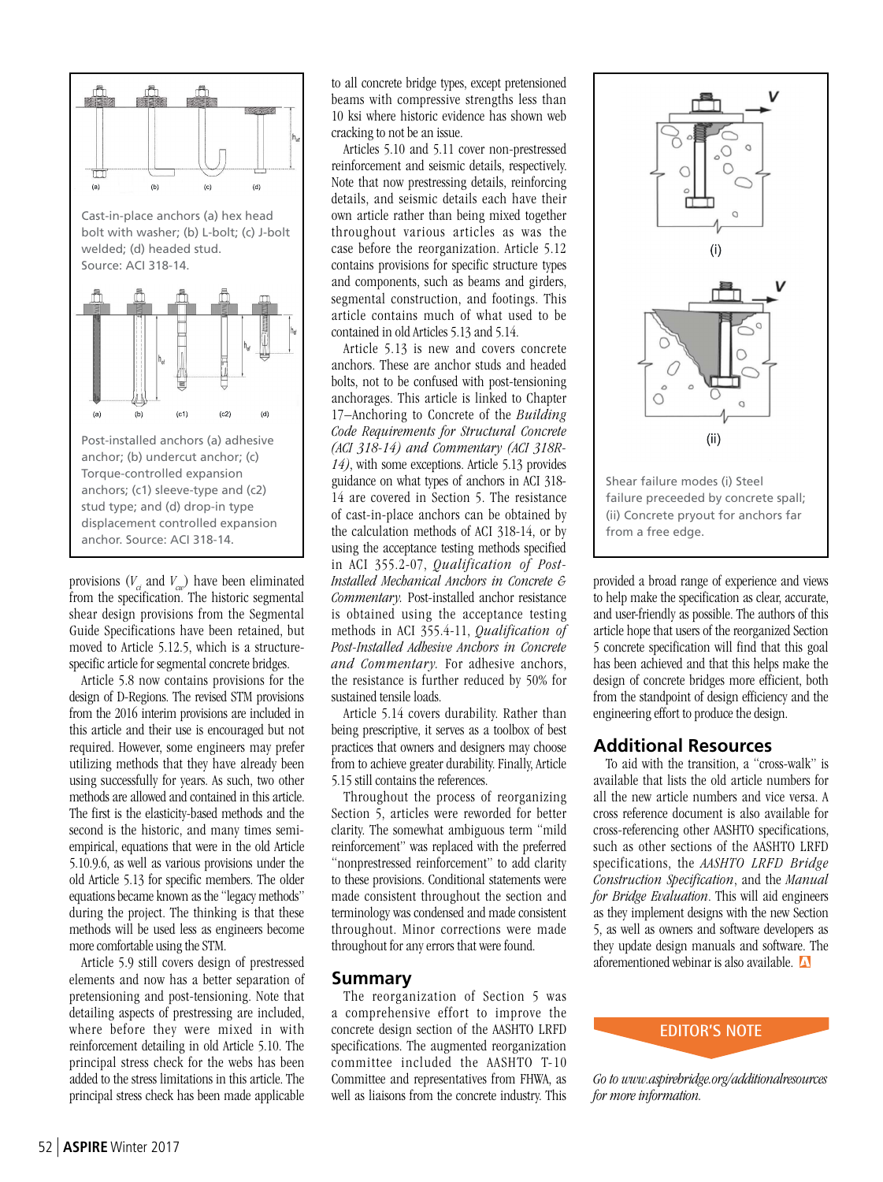(a) (b) (c) (d)

$h_{ef}$

Cast-in-place anchors (a) hex head bolt with washer; (b) L-bolt; (c) J-bolt welded; (d) headed stud. Source: ACI 318-14.

(a) (b) (c1) (c2) (d)

$h_{ef}$

Post-installed anchors (a) adhesive anchor; (b) undercut anchor; (c) Torque-controlled expansion anchors; (c1) sleeve-type and (c2) stud type; and (d) drop-in type displacement controlled expansion anchor. Source: ACI 318-14.

provisions ($V_{ci}$ and $V_{cw}$) have been eliminated from the specification. The historic segmental shear design provisions from the Segmental Guide Specifications have been retained, but moved to Article 5.12.5, which is a structure-specific article for segmental concrete bridges.

Article 5.8 now contains provisions for the design of D-Regions. The revised STM provisions from the 2016 interim provisions are included in this article and their use is encouraged but not required. However, some engineers may prefer utilizing methods that they have already been using successfully for years. As such, two other methods are allowed and contained in this article. The first is the elasticity-based methods and the second is the historic, and many times semi-empirical, equations that were in the old Article 5.10.9.6, as well as various provisions under the old Article 5.13 for specific members. The older equations became known as the "legacy methods" during the project. The thinking is that these methods will be used less as engineers become more comfortable using the STM.

Article 5.9 still covers design of prestressed elements and now has a better separation of pretensioning and post-tensioning. Note that detailing aspects of prestressing are included, where before they were mixed in with reinforcement detailing in old Article 5.10. The principal stress check for the webs has been added to the stress limitations in this article. The principal stress check has been made applicable to all concrete bridge types, except pretensioned beams with compressive strengths less than 10 ksi where historic evidence has shown web cracking to not be an issue.

Articles 5.10 and 5.11 cover non-prestressed reinforcement and seismic details, respectively. Note that now prestressing details, reinforcing details, and seismic details each have their own article rather than being mixed together throughout various articles as was the case before the reorganization. Article 5.12 contains provisions for specific structure types and components, such as beams and girders, segmental construction, and footings. This article contains much of what used to be contained in old Articles 5.13 and 5.14.

Article 5.13 is new and covers concrete anchors. These are anchor studs and headed bolts, not to be confused with post-tensioning anchorages. This article is linked to Chapter 17–Anchoring to Concrete of the *Building Code Requirements for Structural Concrete (ACI 318-14) and Commentary (ACI 318R-14)*, with some exceptions. Article 5.13 provides guidance on what types of anchors in ACI 318-14 are covered in Section 5. The resistance of cast-in-place anchors can be obtained by the calculation methods of ACI 318-14, or by using the acceptance testing methods specified in ACI 355.2-07, *Qualification of Post-Installed Mechanical Anchors in Concrete & Commentary*. Post-installed anchor resistance is obtained using the acceptance testing methods in ACI 355.4-11, *Qualification of Post-Installed Adhesive Anchors in Concrete and Commentary*. For adhesive anchors, the resistance is further reduced by 50% for sustained tensile loads.

Article 5.14 covers durability. Rather than being prescriptive, it serves as a toolbox of best practices that owners and designers may choose from to achieve greater durability. Finally, Article 5.15 still contains the references.

Throughout the process of reorganizing Section 5, articles were reworded for better clarity. The somewhat ambiguous term "mild reinforcement" was replaced with the preferred "nonprestressed reinforcement" to add clarity to these provisions. Conditional statements were made consistent throughout the section and terminology was condensed and made consistent throughout. Minor corrections were made throughout for any errors that were found.

## Summary

The reorganization of Section 5 was a comprehensive effort to improve the concrete design section of the AASHTO LRFD specifications. The augmented reorganization committee included the AASHTO T-10 Committee and representatives from FHWA, as well as liaisons from the concrete industry. This provided a broad range of experience and views to help make the specification as clear, accurate, and user-friendly as possible. The authors of this article hope that users of the reorganized Section 5 concrete specification will find that this goal has been achieved and that this helps make the design of concrete bridges more efficient, both from the standpoint of design efficiency and the engineering effort to produce the design.

V

(i)

V

(ii)

Shear failure modes (i) Steel failure preceeded by concrete spall; (ii) Concrete pryout for anchors far from a free edge.

## Additional Resources

To aid with the transition, a "cross-walk" is available that lists the old article numbers for all the new article numbers and vice versa. A cross reference document is also available for cross-referencing other AASHTO specifications, such as other sections of the AASHTO LRFD specifications, the *AASHTO LRFD Bridge Construction Specification*, and the *Manual for Bridge Evaluation*. This will aid engineers as they implement designs with the new Section 5, as well as owners and software developers as they update design manuals and software. The aforementioned webinar is also available.

**EDITOR'S NOTE**

*Go to www.aspirebridge.org/additionalresources for more information.*